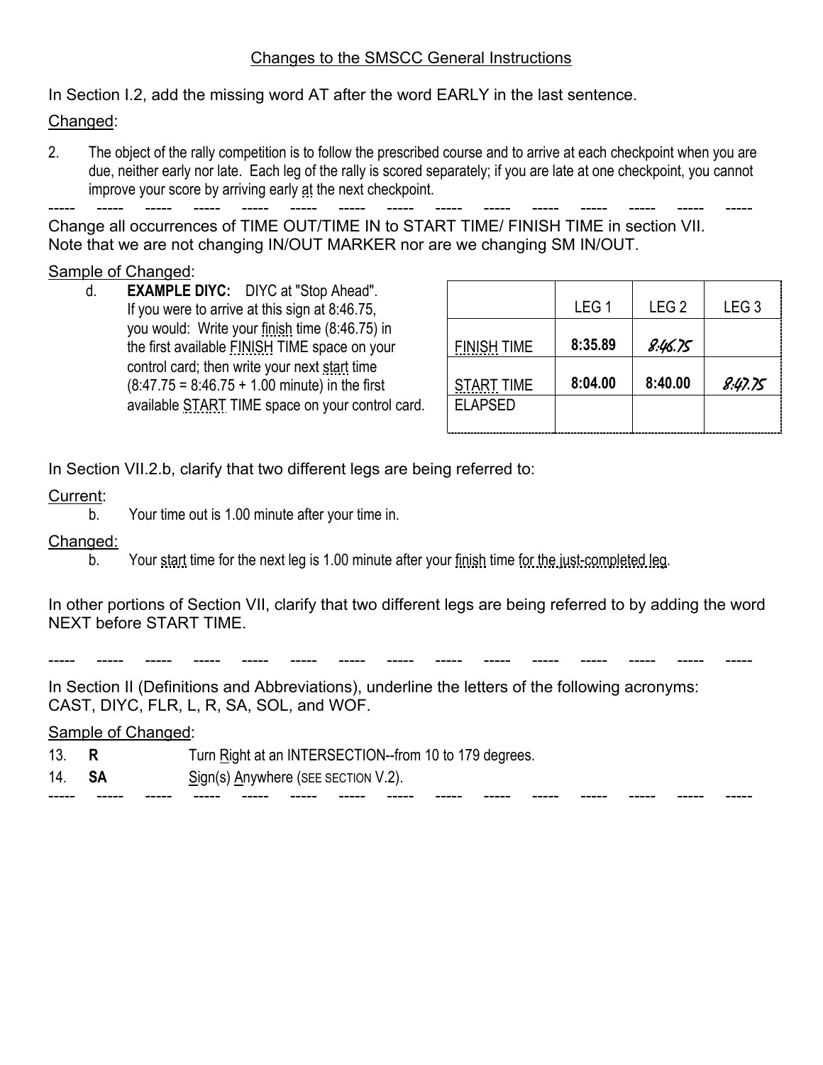# Changes to the SMSCC General Instructions

In Section I.2, add the missing word AT after the word EARLY in the last sentence.

Changed:

2. The object of the rally competition is to follow the prescribed course and to arrive at each checkpoint when you are due, neither early nor late. Each leg of the rally is scored separately; if you are late at one checkpoint, you cannot improve your score by arriving early at the next checkpoint.

----- ----- ----- ----- ----- ----- ----- ----- ----- ----- ----- ----- ----- ----- -----

Change all occurrences of TIME OUT/TIME IN to START TIME/ FINISH TIME in section VII. Note that we are not changing IN/OUT MARKER nor are we changing SM IN/OUT.

Sample of Changed:

d. **EXAMPLE DIYC:** DIYC at "Stop Ahead". If you were to arrive at this sign at 8:46.75, you would: Write your finish time (8:46.75) in the first available FINISH TIME space on your control card; then write your next start time (8:47.75 = 8:46.75 + 1.00 minute) in the first available START TIME space on your control card.

| | LEG 1 | LEG 2 | LEG 3 |
|---|---|---|---|
| FINISH TIME | **8:35.89** | 8:46.75 | |
| START TIME | **8:04.00** | **8:40.00** | 8:47.75 |
| ELAPSED | | | |

In Section VII.2.b, clarify that two different legs are being referred to:

Current:

b. Your time out is 1.00 minute after your time in.

Changed:

b. Your start time for the next leg is 1.00 minute after your finish time for the just-completed leg.

In other portions of Section VII, clarify that two different legs are being referred to by adding the word NEXT before START TIME.

----- ----- ----- ----- ----- ----- ----- ----- ----- ----- ----- ----- ----- ----- -----

In Section II (Definitions and Abbreviations), underline the letters of the following acronyms: CAST, DIYC, FLR, L, R, SA, SOL, and WOF.

Sample of Changed:

13. **R** Turn Right at an INTERSECTION--from 10 to 179 degrees.

14. **SA** Sign(s) Anywhere (SEE SECTION V.2).

----- ----- ----- ----- ----- ----- ----- ----- ----- ----- ----- ----- ----- ----- -----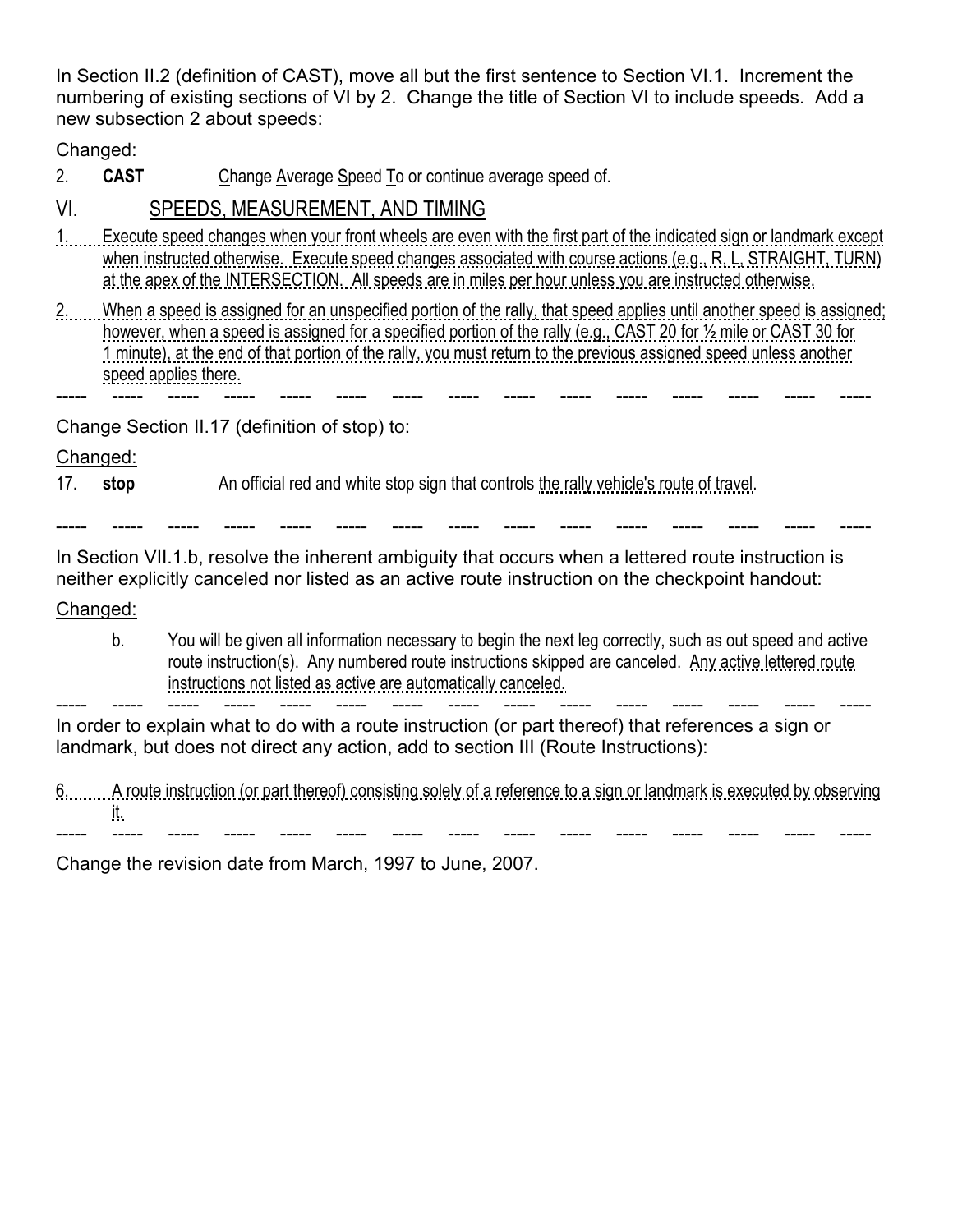In Section II.2 (definition of CAST), move all but the first sentence to Section VI.1. Increment the numbering of existing sections of VI by 2. Change the title of Section VI to include speeds. Add a new subsection 2 about speeds:

Changed:

2. **CAST** Change Average Speed To or continue average speed of.

VI. SPEEDS, MEASUREMENT, AND TIMING

1. Execute speed changes when your front wheels are even with the first part of the indicated sign or landmark except when instructed otherwise. Execute speed changes associated with course actions (e.g., R, L, STRAIGHT, TURN) at the apex of the INTERSECTION. All speeds are in miles per hour unless you are instructed otherwise.

2. When a speed is assigned for an unspecified portion of the rally, that speed applies until another speed is assigned; however, when a speed is assigned for a specified portion of the rally (e.g., CAST 20 for ½ mile or CAST 30 for 1 minute), at the end of that portion of the rally, you must return to the previous assigned speed unless another speed applies there.

----- ----- ----- ----- ----- ----- ----- ----- ----- ----- ----- ----- ----- ----- -----

Change Section II.17 (definition of stop) to:

Changed:

17. **stop** An official red and white stop sign that controls the rally vehicle's route of travel.

----- ----- ----- ----- ----- ----- ----- ----- ----- ----- ----- ----- ----- ----- -----

In Section VII.1.b, resolve the inherent ambiguity that occurs when a lettered route instruction is neither explicitly canceled nor listed as an active route instruction on the checkpoint handout:

Changed:

b. You will be given all information necessary to begin the next leg correctly, such as out speed and active route instruction(s). Any numbered route instructions skipped are canceled. Any active lettered route instructions not listed as active are automatically canceled.

----- ----- ----- ----- ----- ----- ----- ----- ----- ----- ----- ----- ----- ----- -----

In order to explain what to do with a route instruction (or part thereof) that references a sign or landmark, but does not direct any action, add to section III (Route Instructions):

6. A route instruction (or part thereof) consisting solely of a reference to a sign or landmark is executed by observing it.

----- ----- ----- ----- ----- ----- ----- ----- ----- ----- ----- ----- ----- ----- -----

Change the revision date from March, 1997 to June, 2007.